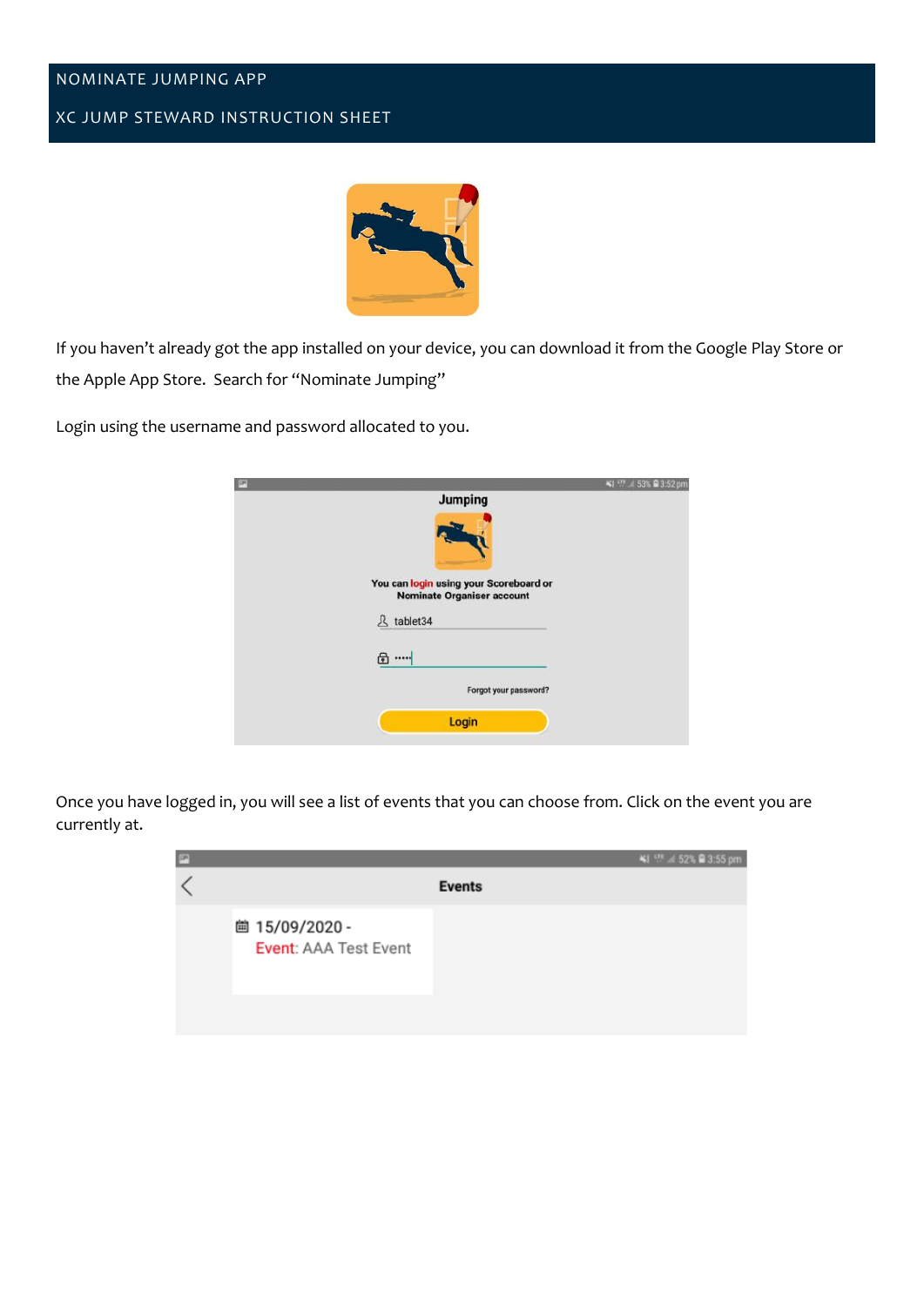# NOMINATE JUMPING APP

## XC JUMP STEWARD INSTRUCTION SHEET

If you haven't already got the app installed on your device, you can download it from the Google Play Store or the Apple App Store. Search for "Nominate Jumping"

Login using the username and password allocated to you.

Once you have logged in, you will see a list of events that you can choose from. Click on the event you are currently at.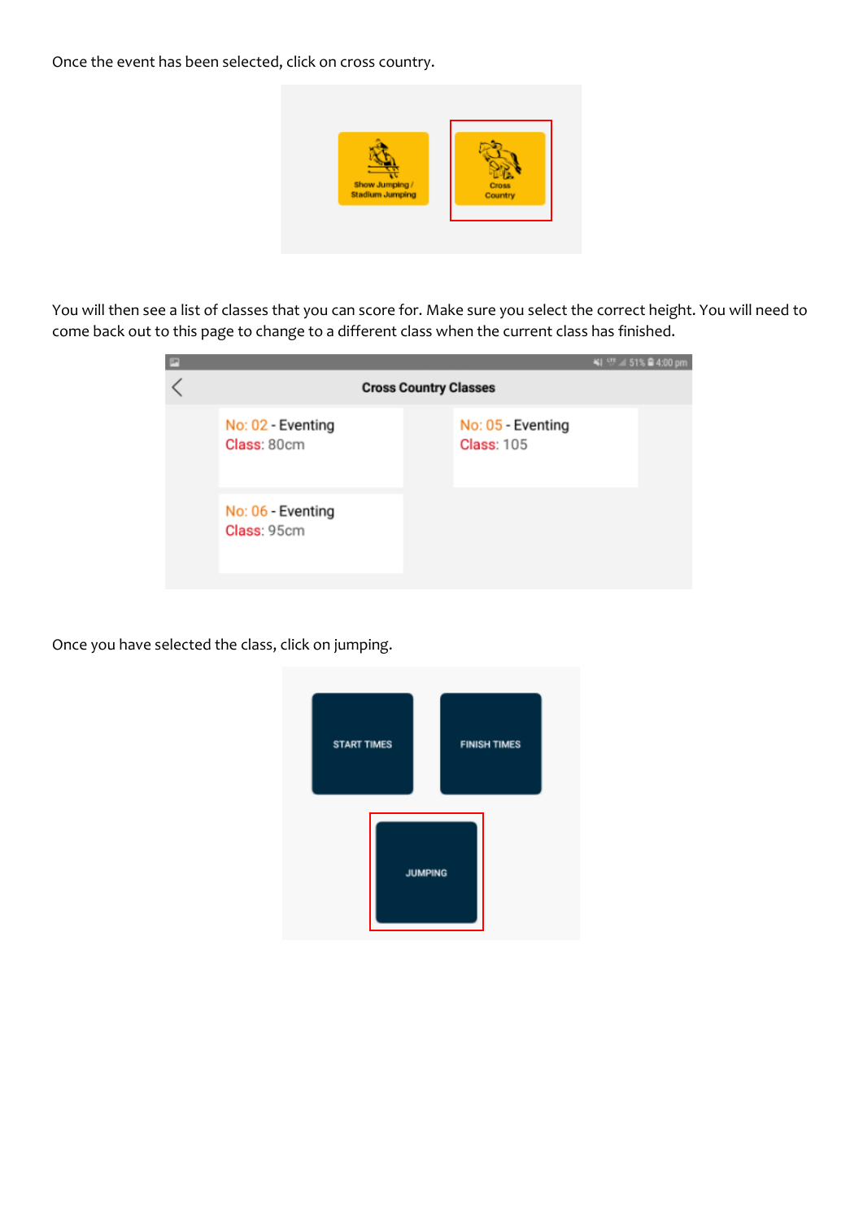Once the event has been selected, click on cross country.

Show Jumping / Stadium Jumping

Cross Country

You will then see a list of classes that you can score for. Make sure you select the correct height. You will need to come back out to this page to change to a different class when the current class has finished.

Cross Country Classes

No: 02 - Eventing
Class: 80cm

No: 05 - Eventing
Class: 105

No: 06 - Eventing
Class: 95cm

Once you have selected the class, click on jumping.

START TIMES

FINISH TIMES

JUMPING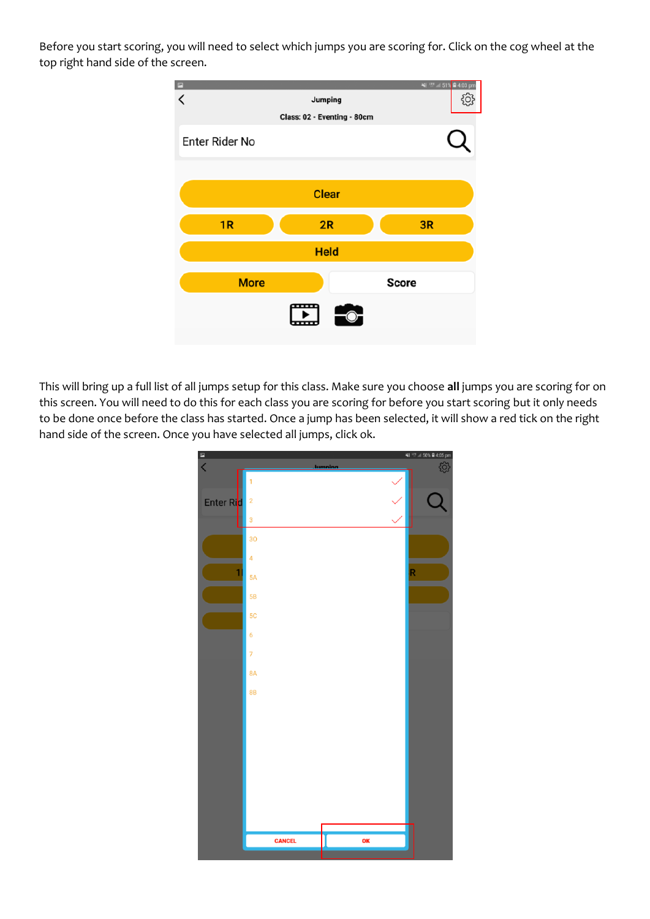Before you start scoring, you will need to select which jumps you are scoring for. Click on the cog wheel at the top right hand side of the screen.

This will bring up a full list of all jumps setup for this class. Make sure you choose **all** jumps you are scoring for on this screen. You will need to do this for each class you are scoring for before you start scoring but it only needs to be done once before the class has started. Once a jump has been selected, it will show a red tick on the right hand side of the screen. Once you have selected all jumps, click ok.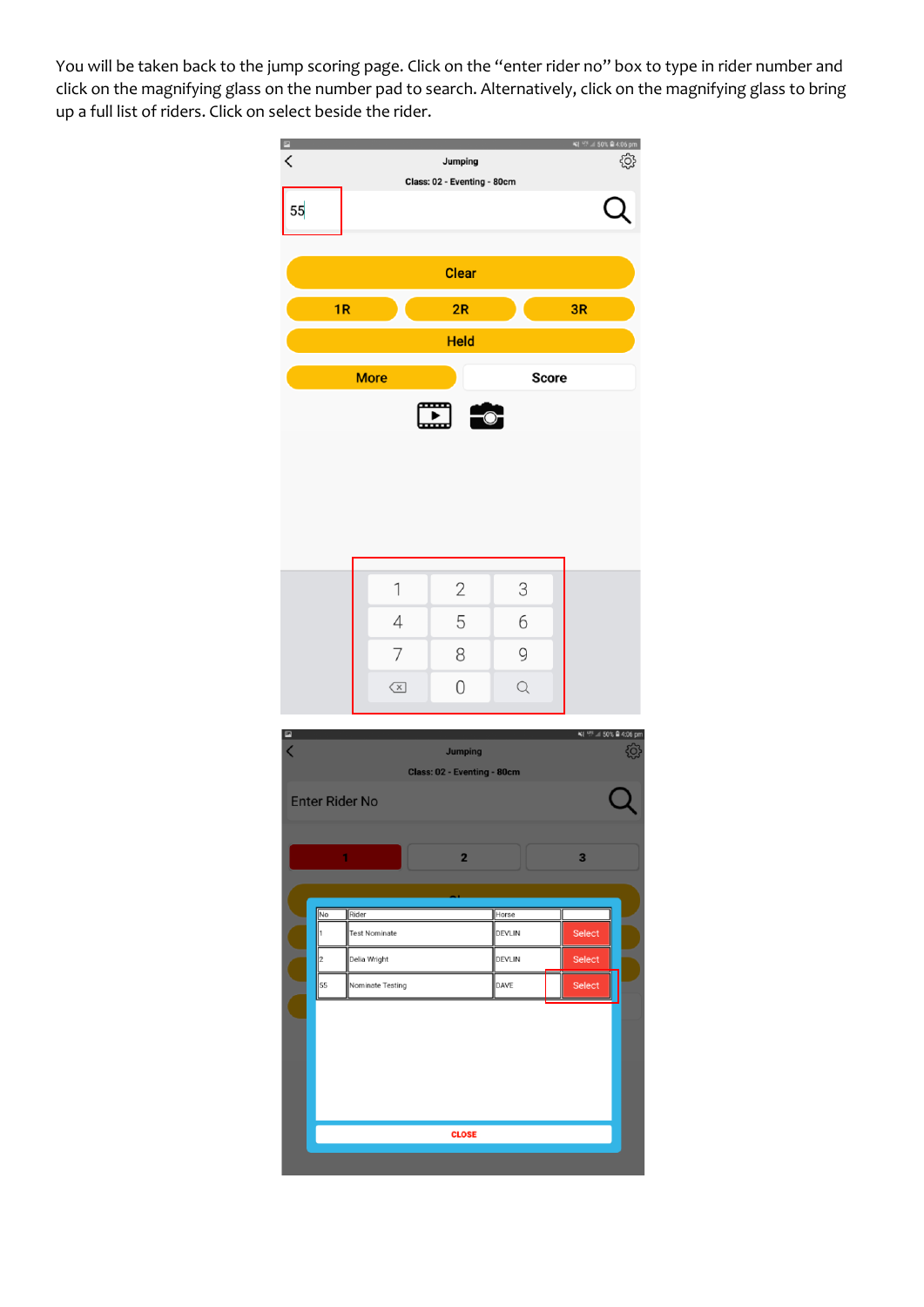You will be taken back to the jump scoring page. Click on the "enter rider no" box to type in rider number and click on the magnifying glass on the number pad to search. Alternatively, click on the magnifying glass to bring up a full list of riders. Click on select beside the rider.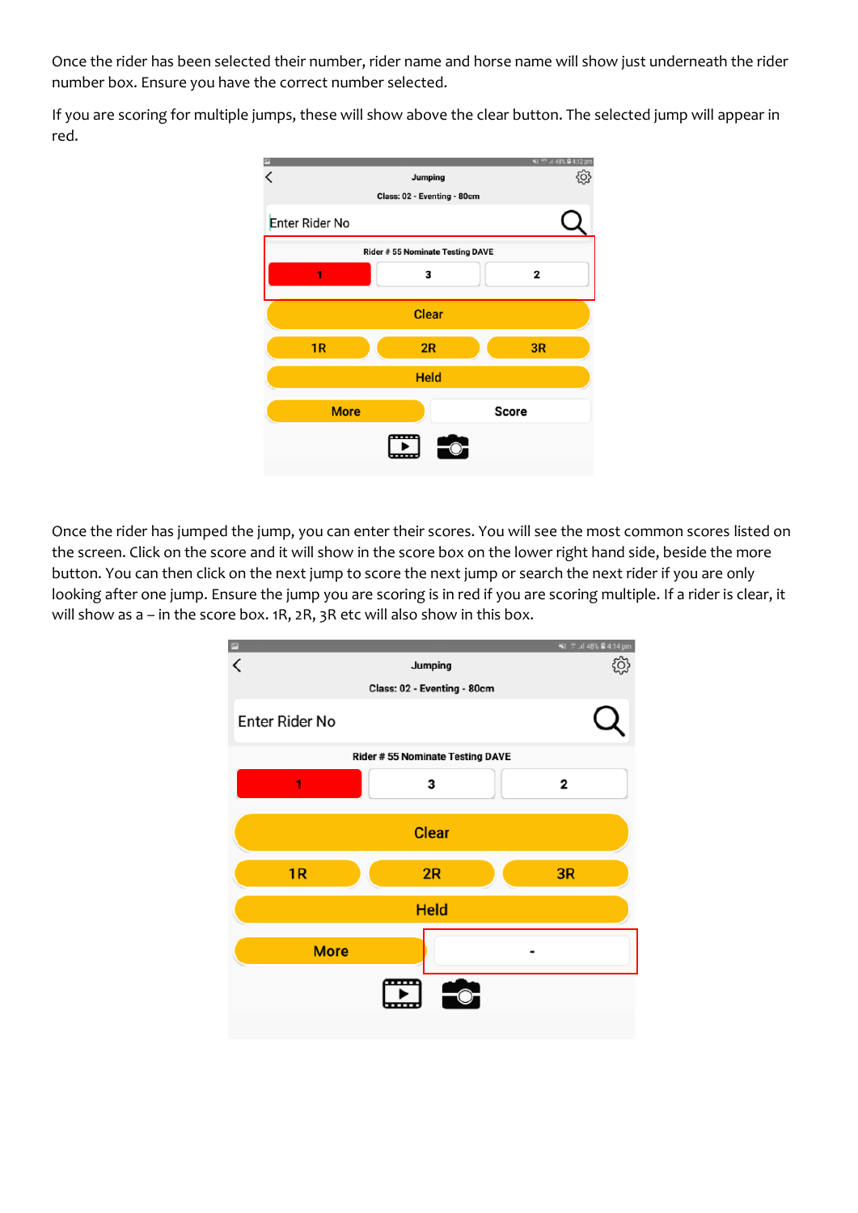Once the rider has been selected their number, rider name and horse name will show just underneath the rider number box. Ensure you have the correct number selected.

If you are scoring for multiple jumps, these will show above the clear button. The selected jump will appear in red.

Once the rider has jumped the jump, you can enter their scores. You will see the most common scores listed on the screen. Click on the score and it will show in the score box on the lower right hand side, beside the more button. You can then click on the next jump to score the next jump or search the next rider if you are only looking after one jump. Ensure the jump you are scoring is in red if you are scoring multiple. If a rider is clear, it will show as a – in the score box. 1R, 2R, 3R etc will also show in this box.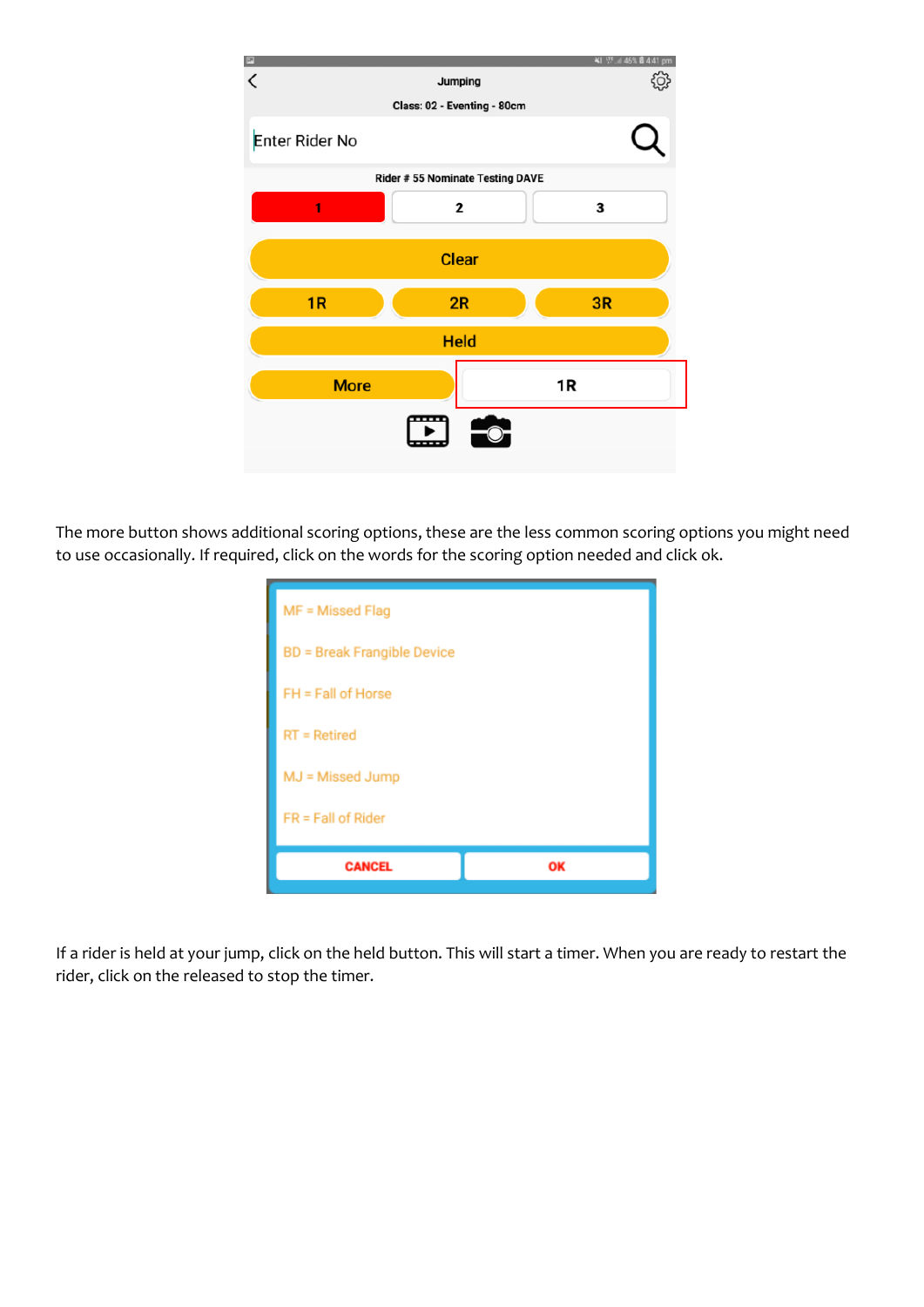The more button shows additional scoring options, these are the less common scoring options you might need to use occasionally. If required, click on the words for the scoring option needed and click ok.

If a rider is held at your jump, click on the held button. This will start a timer. When you are ready to restart the rider, click on the released to stop the timer.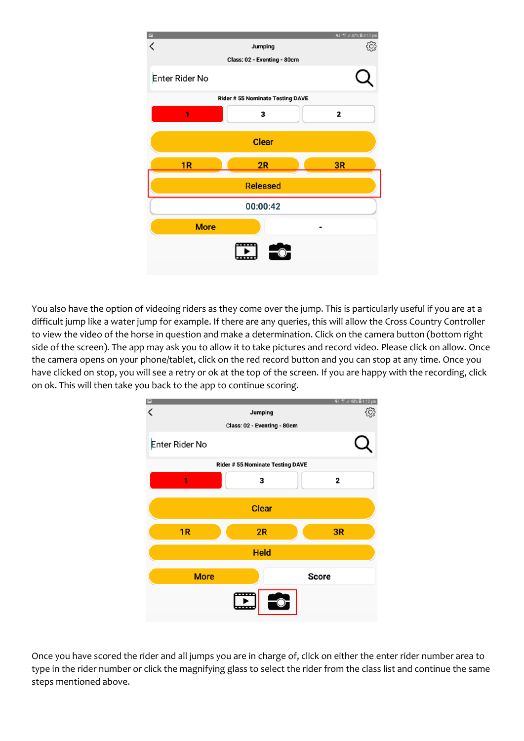You also have the option of videoing riders as they come over the jump. This is particularly useful if you are at a difficult jump like a water jump for example. If there are any queries, this will allow the Cross Country Controller to view the video of the horse in question and make a determination. Click on the camera button (bottom right side of the screen). The app may ask you to allow it to take pictures and record video. Please click on allow. Once the camera opens on your phone/tablet, click on the red record button and you can stop at any time. Once you have clicked on stop, you will see a retry or ok at the top of the screen. If you are happy with the recording, click on ok. This will then take you back to the app to continue scoring.

Once you have scored the rider and all jumps you are in charge of, click on either the enter rider number area to type in the rider number or click the magnifying glass to select the rider from the class list and continue the same steps mentioned above.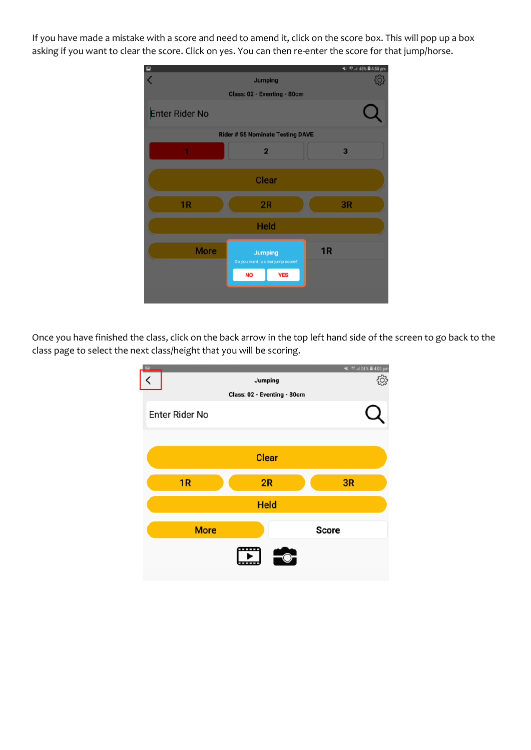If you have made a mistake with a score and need to amend it, click on the score box. This will pop up a box asking if you want to clear the score. Click on yes. You can then re-enter the score for that jump/horse.

Once you have finished the class, click on the back arrow in the top left hand side of the screen to go back to the class page to select the next class/height that you will be scoring.